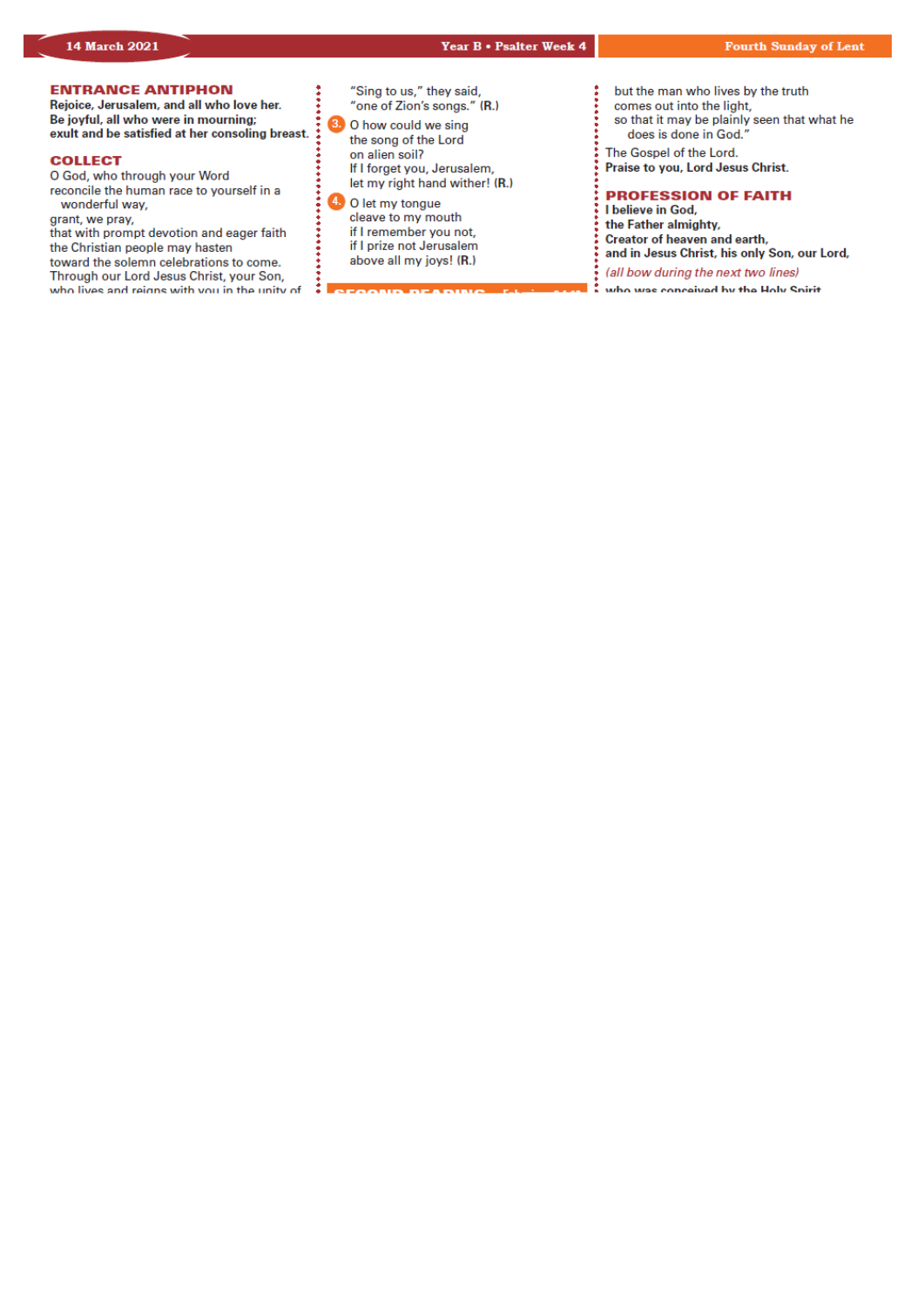## ENTRANCE ANTIPHON

**Rejoice, Jerusalem, and all who love her.**
**Be joyful, all who were in mourning;**
**exult and be satisfied at her consoling breast.**

## COLLECT

O God, who through your Word
reconcile the human race to yourself in a
wonderful way,
grant, we pray,
that with prompt devotion and eager faith
the Christian people may hasten
toward the solemn celebrations to come.
Through our Lord Jesus Christ, your Son,
who lives and reigns with you in the unity of

"Sing to us," they said,
"one of Zion's songs." **(R.)**

3. O how could we sing
the song of the Lord
on alien soil?
If I forget you, Jerusalem,
let my right hand wither! **(R.)**

4. O let my tongue
cleave to my mouth
if I remember you not,
if I prize not Jerusalem
above all my joys! **(R.)**

but the man who lives by the truth
comes out into the light,
so that it may be plainly seen that what he
does is done in God."

The Gospel of the Lord.
**Praise to you, Lord Jesus Christ.**

## PROFESSION OF FAITH

**I believe in God,**
**the Father almighty,**
**Creator of heaven and earth,**
**and in Jesus Christ, his only Son, our Lord,**

*(all bow during the next two lines)*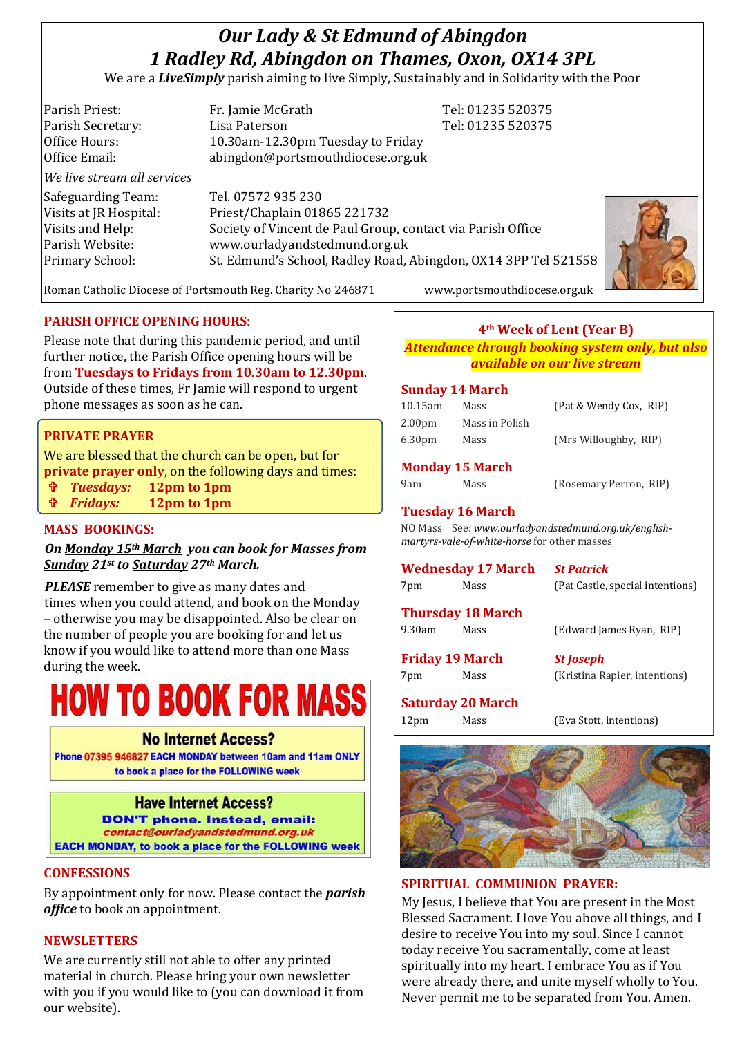# *Our Lady & St Edmund of Abingdon*
# *1 Radley Rd, Abingdon on Thames, Oxon, OX14 3PL*

We are a ***LiveSimply*** parish aiming to live Simply, Sustainably and in Solidarity with the Poor

| | | |
|---|---|---|
| Parish Priest: | Fr. Jamie McGrath | Tel: 01235 520375 |
| Parish Secretary: | Lisa Paterson | Tel: 01235 520375 |
| Office Hours: | 10.30am-12.30pm Tuesday to Friday | |
| Office Email: | abingdon@portsmouthdiocese.org.uk | |

*We live stream all services*

| | |
|---|---|
| Safeguarding Team: | Tel. 07572 935 230 |
| Visits at JR Hospital: | Priest/Chaplain 01865 221732 |
| Visits and Help: | Society of Vincent de Paul Group, contact via Parish Office |
| Parish Website: | www.ourladyandstedmund.org.uk |
| Primary School: | St. Edmund's School, Radley Road, Abingdon, OX14 3PP Tel 521558 |

Roman Catholic Diocese of Portsmouth Reg. Charity No 246871 www.portsmouthdiocese.org.uk

## PARISH OFFICE OPENING HOURS:

Please note that during this pandemic period, and until further notice, the Parish Office opening hours will be from **Tuesdays to Fridays from 10.30am to 12.30pm**. Outside of these times, Fr Jamie will respond to urgent phone messages as soon as he can.

## PRIVATE PRAYER

We are blessed that the church can be open, but for **private prayer only**, on the following days and times:

- ✞ ***Tuesdays:*** **12pm to 1pm**
- ✞ ***Fridays:*** **12pm to 1pm**

## MASS BOOKINGS:

***On Monday 15th March you can book for Masses from Sunday 21st to Saturday 27th March.***

***PLEASE*** remember to give as many dates and times when you could attend, and book on the Monday – otherwise you may be disappointed. Also be clear on the number of people you are booking for and let us know if you would like to attend more than one Mass during the week.

## HOW TO BOOK FOR MASS

**No Internet Access?**

**Phone 07395 946827 EACH MONDAY between 10am and 11am ONLY to book a place for the FOLLOWING week**

**Have Internet Access?**

**DON'T phone. Instead, email:** ***contact@ourladyandstedmund.org.uk***

**EACH MONDAY, to book a place for the FOLLOWING week**

## CONFESSIONS

By appointment only for now. Please contact the ***parish office*** to book an appointment.

## NEWSLETTERS

We are currently still not able to offer any printed material in church. Please bring your own newsletter with you if you would like to (you can download it from our website).

## 4th Week of Lent (Year B)

***Attendance through booking system only, but also available on our live stream***

**Sunday 14 March**

| | | |
|---|---|---|
| 10.15am | Mass | (Pat & Wendy Cox, RIP) |
| 2.00pm | Mass in Polish | |
| 6.30pm | Mass | (Mrs Willoughby, RIP) |

**Monday 15 March**

| | | |
|---|---|---|
| 9am | Mass | (Rosemary Perron, RIP) |

**Tuesday 16 March**

NO Mass See: *www.ourladyandstedmund.org.uk/english-martyrs-vale-of-white-horse* for other masses

**Wednesday 17 March** ***St Patrick***

| | | |
|---|---|---|
| 7pm | Mass | (Pat Castle, special intentions) |

**Thursday 18 March**

| | | |
|---|---|---|
| 9.30am | Mass | (Edward James Ryan, RIP) |

**Friday 19 March** ***St Joseph***

| | | |
|---|---|---|
| 7pm | Mass | (Kristina Rapier, intentions) |

**Saturday 20 March**

| | | |
|---|---|---|
| 12pm | Mass | (Eva Stott, intentions) |

## SPIRITUAL COMMUNION PRAYER:

My Jesus, I believe that You are present in the Most Blessed Sacrament. I love You above all things, and I desire to receive You into my soul. Since I cannot today receive You sacramentally, come at least spiritually into my heart. I embrace You as if You were already there, and unite myself wholly to You. Never permit me to be separated from You. Amen.